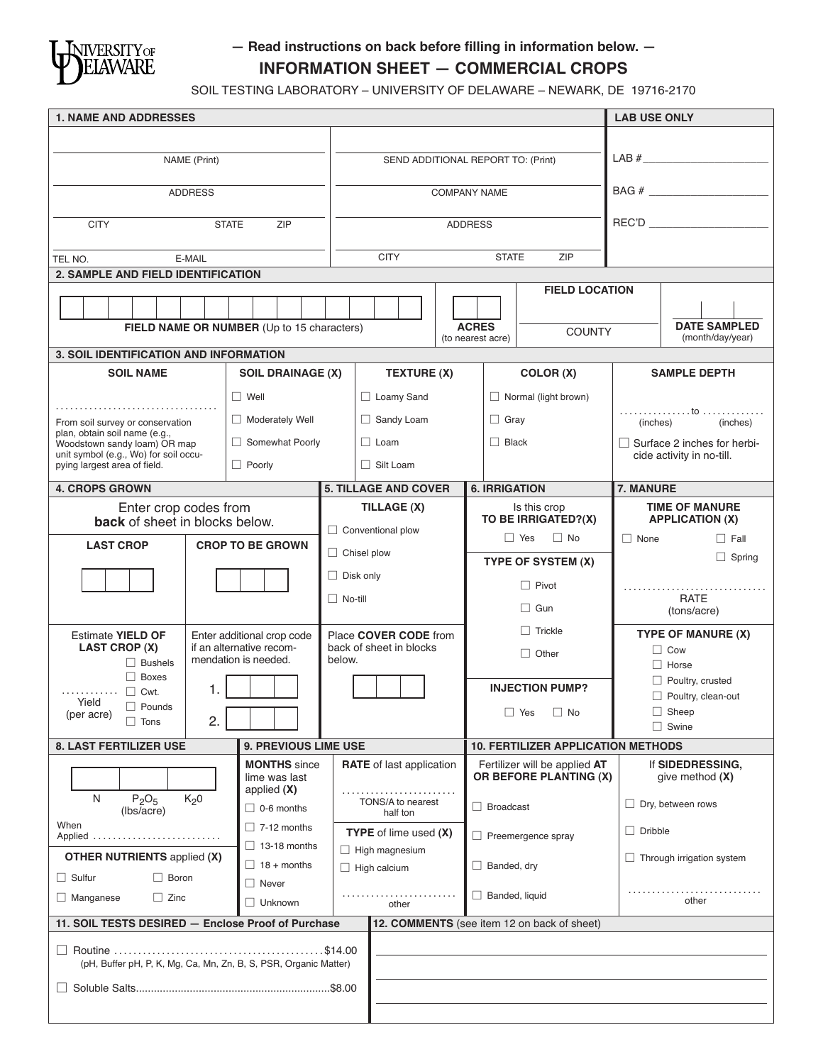UNIVERSITY OF DELAWARE

— Read instructions on back before filling in information below. —

# INFORMATION SHEET — COMMERCIAL CROPS

SOIL TESTING LABORATORY – UNIVERSITY OF DELAWARE – NEWARK, DE 19716-2170

## 1. NAME AND ADDRESSES

NAME (Print)

ADDRESS

CITY STATE ZIP

TEL NO. E-MAIL

SEND ADDITIONAL REPORT TO: (Print)

COMPANY NAME

ADDRESS

CITY STATE ZIP

**LAB USE ONLY**

LAB # ____________________

BAG # ____________________

REC'D ____________________

## 2. SAMPLE AND FIELD IDENTIFICATION

**FIELD NAME OR NUMBER** (Up to 15 characters)

**ACRES** (to nearest acre)

**FIELD LOCATION** COUNTY

**DATE SAMPLED** (month/day/year)

## 3. SOIL IDENTIFICATION AND INFORMATION

**SOIL NAME**

.................................

From soil survey or conservation plan, obtain soil name (e.g., Woodstown sandy loam) OR map unit symbol (e.g., Wo) for soil occupying largest area of field.

**SOIL DRAINAGE (X)**

- ☐ Well
- ☐ Moderately Well
- ☐ Somewhat Poorly
- ☐ Poorly

**TEXTURE (X)**

- ☐ Loamy Sand
- ☐ Sandy Loam
- ☐ Loam
- ☐ Silt Loam

**COLOR (X)**

- ☐ Normal (light brown)
- ☐ Gray
- ☐ Black

**SAMPLE DEPTH**

............... to .............
(inches) (inches)

☐ Surface 2 inches for herbicide activity in no-till.

## 4. CROPS GROWN

Enter crop codes from **back** of sheet in blocks below.

**LAST CROP**

**CROP TO BE GROWN**

Estimate **YIELD OF LAST CROP (X)**

............ Yield (per acre)

- ☐ Bushels
- ☐ Boxes
- ☐ Cwt.
- ☐ Pounds
- ☐ Tons

Enter additional crop code if an alternative recommendation is needed.

1.

2.

## 5. TILLAGE AND COVER

**TILLAGE (X)**

- ☐ Conventional plow
- ☐ Chisel plow
- ☐ Disk only
- ☐ No-till

Place **COVER CODE** from back of sheet in blocks below.

## 6. IRRIGATION

Is this crop **TO BE IRRIGATED?(X)**

☐ Yes ☐ No

**TYPE OF SYSTEM (X)**

- ☐ Pivot
- ☐ Gun
- ☐ Trickle
- ☐ Other

**INJECTION PUMP?**

☐ Yes ☐ No

## 7. MANURE

**TIME OF MANURE APPLICATION (X)**

☐ None ☐ Fall ☐ Spring

.............................
RATE (tons/acre)

**TYPE OF MANURE (X)**

- ☐ Cow
- ☐ Horse
- ☐ Poultry, crusted
- ☐ Poultry, clean-out
- ☐ Sheep
- ☐ Swine

## 8. LAST FERTILIZER USE

N $P_2O_5$ $K_2O$ (lbs/acre)

When Applied .........................

**OTHER NUTRIENTS applied (X)**

- ☐ Sulfur ☐ Boron
- ☐ Manganese ☐ Zinc

## 9. PREVIOUS LIME USE

**MONTHS** since lime was last applied **(X)**

- ☐ 0-6 months
- ☐ 7-12 months
- ☐ 13-18 months
- ☐ 18 + months
- ☐ Never
- ☐ Unknown

**RATE** of last application

........................
TONS/A to nearest half ton

**TYPE** of lime used **(X)**

- ☐ High magnesium
- ☐ High calcium

........................
other

## 10. FERTILIZER APPLICATION METHODS

Fertilizer will be applied **AT OR BEFORE PLANTING (X)**

- ☐ Broadcast
- ☐ Preemergence spray
- ☐ Banded, dry
- ☐ Banded, liquid

If **SIDEDRESSING,** give method **(X)**

- ☐ Dry, between rows
- ☐ Dribble
- ☐ Through irrigation system

...........................
other

## 11. SOIL TESTS DESIRED — Enclose Proof of Purchase

☐ Routine ........................................... $14.00
(pH, Buffer pH, P, K, Mg, Ca, Mn, Zn, B, S, PSR, Organic Matter)

☐ Soluble Salts................................................................ $8.00

## 12. COMMENTS (see item 12 on back of sheet)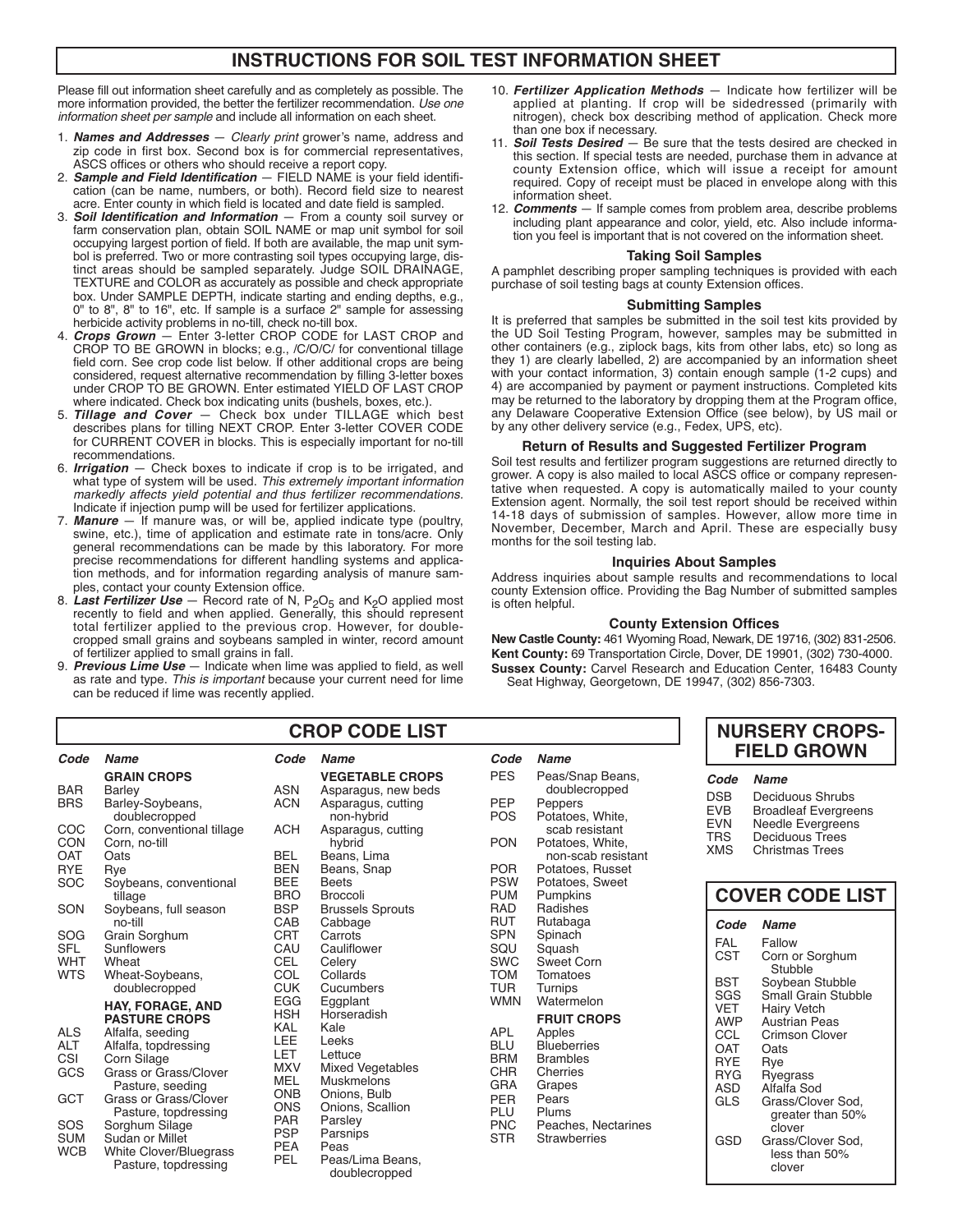# INSTRUCTIONS FOR SOIL TEST INFORMATION SHEET

Please fill out information sheet carefully and as completely as possible. The more information provided, the better the fertilizer recommendation. *Use one information sheet per sample* and include all information on each sheet.

1. ***Names and Addresses*** — *Clearly print* grower's name, address and zip code in first box. Second box is for commercial representatives, ASCS offices or others who should receive a report copy.
2. ***Sample and Field Identification*** — FIELD NAME is your field identification (can be name, numbers, or both). Record field size to nearest acre. Enter county in which field is located and date field is sampled.
3. ***Soil Identification and Information*** — From a county soil survey or farm conservation plan, obtain SOIL NAME or map unit symbol for soil occupying largest portion of field. If both are available, the map unit symbol is preferred. Two or more contrasting soil types occupying large, distinct areas should be sampled separately. Judge SOIL DRAINAGE, TEXTURE and COLOR as accurately as possible and check appropriate box. Under SAMPLE DEPTH, indicate starting and ending depths, e.g., 0" to 8", 8" to 16", etc. If sample is a surface 2" sample for assessing herbicide activity problems in no-till, check no-till box.
4. ***Crops Grown*** — Enter 3-letter CROP CODE for LAST CROP and CROP TO BE GROWN in blocks; e.g., /C/O/C/ for conventional tillage field corn. See crop code list below. If other additional crops are being considered, request alternative recommendation by filling 3-letter boxes under CROP TO BE GROWN. Enter estimated YIELD OF LAST CROP where indicated. Check box indicating units (bushels, boxes, etc.).
5. ***Tillage and Cover*** — Check box under TILLAGE which best describes plans for tilling NEXT CROP. Enter 3-letter COVER CODE for CURRENT COVER in blocks. This is especially important for no-till recommendations.
6. ***Irrigation*** — Check boxes to indicate if crop is to be irrigated, and what type of system will be used. *This extremely important information markedly affects yield potential and thus fertilizer recommendations.* Indicate if injection pump will be used for fertilizer applications.
7. ***Manure*** — If manure was, or will be, applied indicate type (poultry, swine, etc.), time of application and estimate rate in tons/acre. Only general recommendations can be made by this laboratory. For more precise recommendations for different handling systems and application methods, and for information regarding analysis of manure samples, contact your county Extension office.
8. ***Last Fertilizer Use*** — Record rate of N, $P_2O_5$ and $K_2O$ applied most recently to field and when applied. Generally, this should represent total fertilizer applied to the previous crop. However, for double-cropped small grains and soybeans sampled in winter, record amount of fertilizer applied to small grains in fall.
9. ***Previous Lime Use*** — Indicate when lime was applied to field, as well as rate and type. *This is important* because your current need for lime can be reduced if lime was recently applied.
10. ***Fertilizer Application Methods*** — Indicate how fertilizer will be applied at planting. If crop will be sidedressed (primarily with nitrogen), check box describing method of application. Check more than one box if necessary.
11. ***Soil Tests Desired*** — Be sure that the tests desired are checked in this section. If special tests are needed, purchase them in advance at county Extension office, which will issue a receipt for amount required. Copy of receipt must be placed in envelope along with this information sheet.
12. ***Comments*** — If sample comes from problem area, describe problems including plant appearance and color, yield, etc. Also include information you feel is important that is not covered on the information sheet.

### Taking Soil Samples

A pamphlet describing proper sampling techniques is provided with each purchase of soil testing bags at county Extension offices.

### Submitting Samples

It is preferred that samples be submitted in the soil test kits provided by the UD Soil Testing Program, however, samples may be submitted in other containers (e.g., ziplock bags, kits from other labs, etc) so long as they 1) are clearly labelled, 2) are accompanied by an information sheet with your contact information, 3) contain enough sample (1-2 cups) and 4) are accompanied by payment or payment instructions. Completed kits may be returned to the laboratory by dropping them at the Program office, any Delaware Cooperative Extension Office (see below), by US mail or by any other delivery service (e.g., Fedex, UPS, etc).

### Return of Results and Suggested Fertilizer Program

Soil test results and fertilizer program suggestions are returned directly to grower. A copy is also mailed to local ASCS office or company representative when requested. A copy is automatically mailed to your county Extension agent. Normally, the soil test report should be received within 14-18 days of submission of samples. However, allow more time in November, December, March and April. These are especially busy months for the soil testing lab.

### Inquiries About Samples

Address inquiries about sample results and recommendations to local county Extension office. Providing the Bag Number of submitted samples is often helpful.

### County Extension Offices

**New Castle County:** 461 Wyoming Road, Newark, DE 19716, (302) 831-2506.
**Kent County:** 69 Transportation Circle, Dover, DE 19901, (302) 730-4000.
**Sussex County:** Carvel Research and Education Center, 16483 County Seat Highway, Georgetown, DE 19947, (302) 856-7303.

## CROP CODE LIST

| Code | Name |
|---|---|
| | **GRAIN CROPS** |
| BAR | Barley |
| BRS | Barley-Soybeans, doublecropped |
| COC | Corn, conventional tillage |
| CON | Corn, no-till |
| OAT | Oats |
| RYE | Rye |
| SOC | Soybeans, conventional tillage |
| SON | Soybeans, full season no-till |
| SOG | Grain Sorghum |
| SFL | Sunflowers |
| WHT | Wheat |
| WTS | Wheat-Soybeans, doublecropped |
| | **HAY, FORAGE, AND PASTURE CROPS** |
| ALS | Alfalfa, seeding |
| ALT | Alfalfa, topdressing |
| CSI | Corn Silage |
| GCS | Grass or Grass/Clover Pasture, seeding |
| GCT | Grass or Grass/Clover Pasture, topdressing |
| SOS | Sorghum Silage |
| SUM | Sudan or Millet |
| WCB | White Clover/Bluegrass Pasture, topdressing |
| | **VEGETABLE CROPS** |
| ASN | Asparagus, new beds |
| ACN | Asparagus, cutting non-hybrid |
| ACH | Asparagus, cutting hybrid |
| BEL | Beans, Lima |
| BEN | Beans, Snap |
| BEE | Beets |
| BRO | Broccoli |
| BSP | Brussels Sprouts |
| CAB | Cabbage |
| CRT | Carrots |
| CAU | Cauliflower |
| CEL | Celery |
| COL | Collards |
| CUK | Cucumbers |
| EGG | Eggplant |
| HSH | Horseradish |
| KAL | Kale |
| LEE | Leeks |
| LET | Lettuce |
| MXV | Mixed Vegetables |
| MEL | Muskmelons |
| ONB | Onions, Bulb |
| ONS | Onions, Scallion |
| PAR | Parsley |
| PSP | Parsnips |
| PEA | Peas |
| PEL | Peas/Lima Beans, doublecropped |
| PES | Peas/Snap Beans, doublecropped |
| PEP | Peppers |
| POS | Potatoes, White, scab resistant |
| PON | Potatoes, White, non-scab resistant |
| POR | Potatoes, Russet |
| PSW | Potatoes, Sweet |
| PUM | Pumpkins |
| RAD | Radishes |
| RUT | Rutabaga |
| SPN | Spinach |
| SQU | Squash |
| SWC | Sweet Corn |
| TOM | Tomatoes |
| TUR | Turnips |
| WMN | Watermelon |
| | **FRUIT CROPS** |
| APL | Apples |
| BLU | Blueberries |
| BRM | Brambles |
| CHR | Cherries |
| GRA | Grapes |
| PER | Pears |
| PLU | Plums |
| PNC | Peaches, Nectarines |
| STR | Strawberries |

## NURSERY CROPS-FIELD GROWN

| Code | Name |
|---|---|
| DSB | Deciduous Shrubs |
| EVB | Broadleaf Evergreens |
| EVN | Needle Evergreens |
| TRS | Deciduous Trees |
| XMS | Christmas Trees |

## COVER CODE LIST

| Code | Name |
|---|---|
| FAL | Fallow |
| CST | Corn or Sorghum Stubble |
| BST | Soybean Stubble |
| SGS | Small Grain Stubble |
| VET | Hairy Vetch |
| AWP | Austrian Peas |
| CCL | Crimson Clover |
| OAT | Oats |
| RYE | Rye |
| RYG | Ryegrass |
| ASD | Alfalfa Sod |
| GLS | Grass/Clover Sod, greater than 50% clover |
| GSD | Grass/Clover Sod, less than 50% clover |